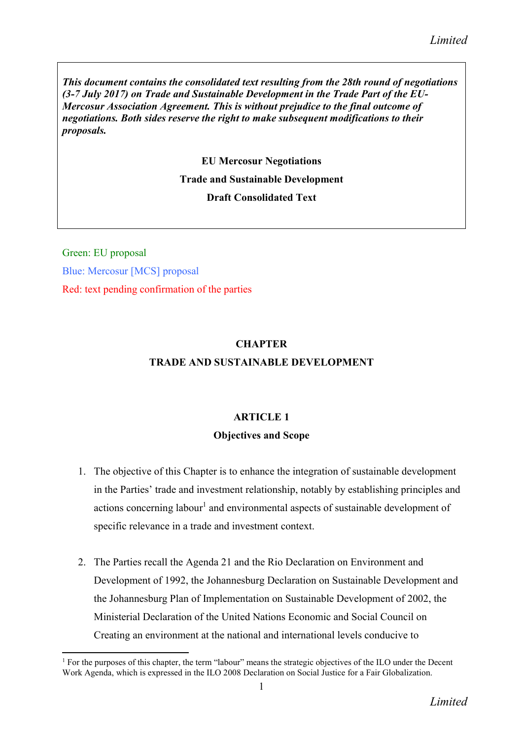*This document contains the consolidated text resulting from the 28th round of negotiations (3-7 July 2017) on Trade and Sustainable Development in the Trade Part of the EU-Mercosur Association Agreement. This is without prejudice to the final outcome of negotiations. Both sides reserve the right to make subsequent modifications to their proposals.*

**EU Mercosur Negotiations**

**Trade and Sustainable Development**

**Draft Consolidated Text**

Green: EU proposal

Blue: Mercosur [MCS] proposal

Red: text pending confirmation of the parties

# CHAPTER
# TRADE AND SUSTAINABLE DEVELOPMENT

## ARTICLE 1
## Objectives and Scope

1. The objective of this Chapter is to enhance the integration of sustainable development in the Parties' trade and investment relationship, notably by establishing principles and actions concerning labour[1] and environmental aspects of sustainable development of specific relevance in a trade and investment context.

2. The Parties recall the Agenda 21 and the Rio Declaration on Environment and Development of 1992, the Johannesburg Declaration on Sustainable Development and the Johannesburg Plan of Implementation on Sustainable Development of 2002, the Ministerial Declaration of the United Nations Economic and Social Council on Creating an environment at the national and international levels conducive to

[1] For the purposes of this chapter, the term "labour" means the strategic objectives of the ILO under the Decent Work Agenda, which is expressed in the ILO 2008 Declaration on Social Justice for a Fair Globalization.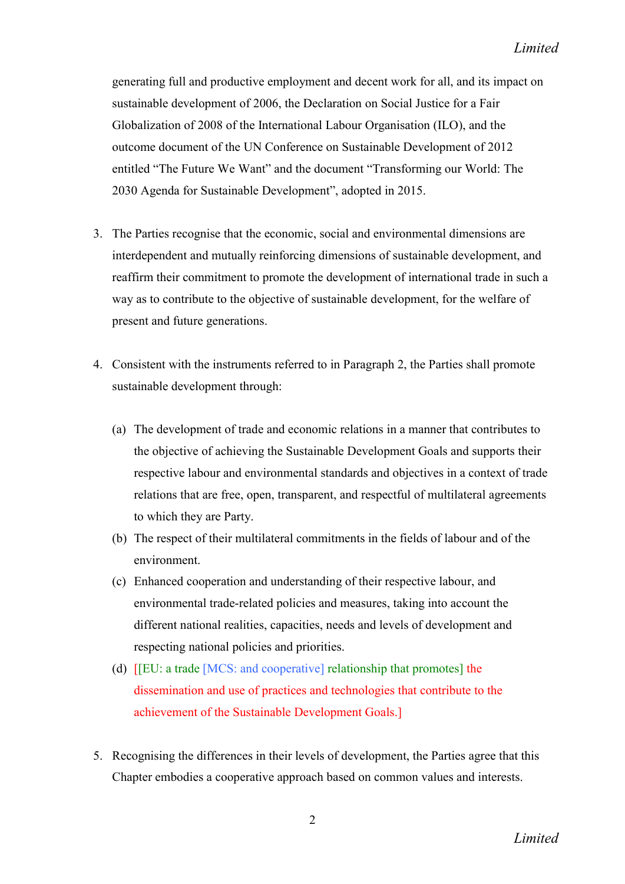generating full and productive employment and decent work for all, and its impact on sustainable development of 2006, the Declaration on Social Justice for a Fair Globalization of 2008 of the International Labour Organisation (ILO), and the outcome document of the UN Conference on Sustainable Development of 2012 entitled “The Future We Want” and the document “Transforming our World: The 2030 Agenda for Sustainable Development”, adopted in 2015.

3. The Parties recognise that the economic, social and environmental dimensions are interdependent and mutually reinforcing dimensions of sustainable development, and reaffirm their commitment to promote the development of international trade in such a way as to contribute to the objective of sustainable development, for the welfare of present and future generations.

4. Consistent with the instruments referred to in Paragraph 2, the Parties shall promote sustainable development through:

   (a) The development of trade and economic relations in a manner that contributes to the objective of achieving the Sustainable Development Goals and supports their respective labour and environmental standards and objectives in a context of trade relations that are free, open, transparent, and respectful of multilateral agreements to which they are Party.

   (b) The respect of their multilateral commitments in the fields of labour and of the environment.

   (c) Enhanced cooperation and understanding of their respective labour, and environmental trade-related policies and measures, taking into account the different national realities, capacities, needs and levels of development and respecting national policies and priorities.

   (d) [[EU: a trade [MCS: and cooperative] relationship that promotes] the dissemination and use of practices and technologies that contribute to the achievement of the Sustainable Development Goals.]

5. Recognising the differences in their levels of development, the Parties agree that this Chapter embodies a cooperative approach based on common values and interests.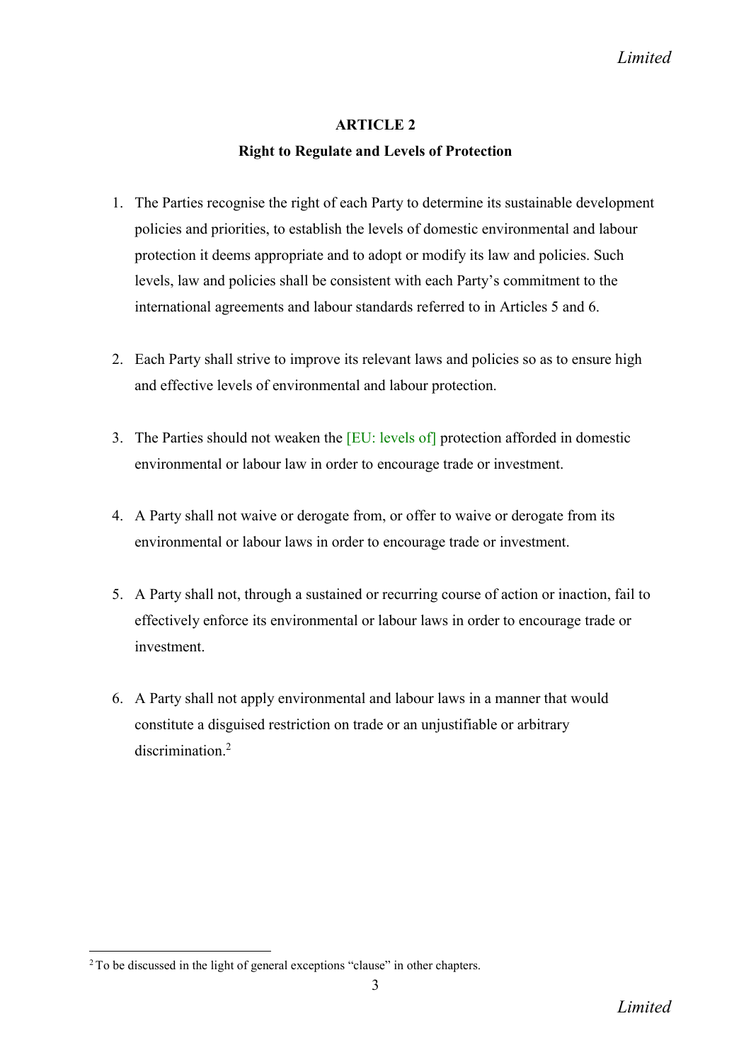## ARTICLE 2

### Right to Regulate and Levels of Protection

1. The Parties recognise the right of each Party to determine its sustainable development policies and priorities, to establish the levels of domestic environmental and labour protection it deems appropriate and to adopt or modify its law and policies. Such levels, law and policies shall be consistent with each Party's commitment to the international agreements and labour standards referred to in Articles 5 and 6.

2. Each Party shall strive to improve its relevant laws and policies so as to ensure high and effective levels of environmental and labour protection.

3. The Parties should not weaken the [EU: levels of] protection afforded in domestic environmental or labour law in order to encourage trade or investment.

4. A Party shall not waive or derogate from, or offer to waive or derogate from its environmental or labour laws in order to encourage trade or investment.

5. A Party shall not, through a sustained or recurring course of action or inaction, fail to effectively enforce its environmental or labour laws in order to encourage trade or investment.

6. A Party shall not apply environmental and labour laws in a manner that would constitute a disguised restriction on trade or an unjustifiable or arbitrary discrimination.[2]

---

[2] To be discussed in the light of general exceptions "clause" in other chapters.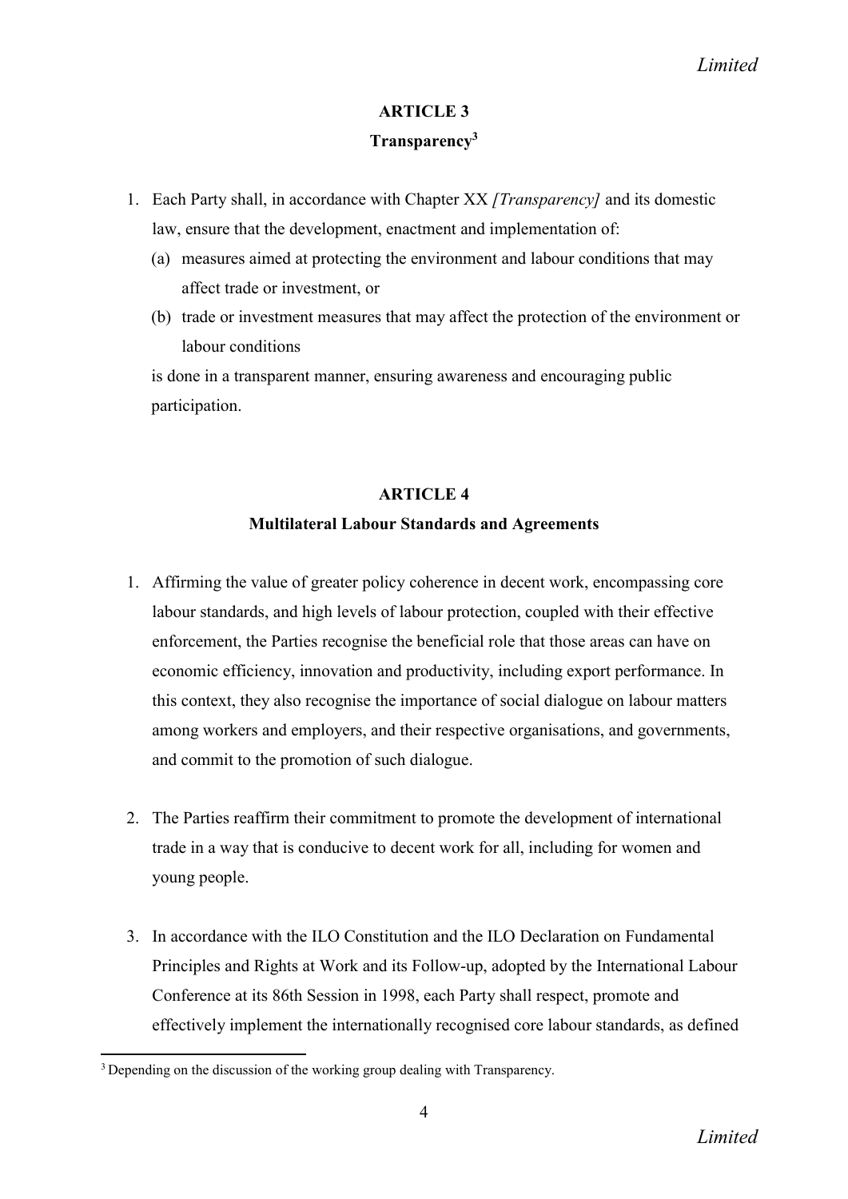## ARTICLE 3

## Transparency[3]

1. Each Party shall, in accordance with Chapter XX *[Transparency]* and its domestic law, ensure that the development, enactment and implementation of:
   (a) measures aimed at protecting the environment and labour conditions that may affect trade or investment, or
   (b) trade or investment measures that may affect the protection of the environment or labour conditions

   is done in a transparent manner, ensuring awareness and encouraging public participation.

## ARTICLE 4

## Multilateral Labour Standards and Agreements

1. Affirming the value of greater policy coherence in decent work, encompassing core labour standards, and high levels of labour protection, coupled with their effective enforcement, the Parties recognise the beneficial role that those areas can have on economic efficiency, innovation and productivity, including export performance. In this context, they also recognise the importance of social dialogue on labour matters among workers and employers, and their respective organisations, and governments, and commit to the promotion of such dialogue.

2. The Parties reaffirm their commitment to promote the development of international trade in a way that is conducive to decent work for all, including for women and young people.

3. In accordance with the ILO Constitution and the ILO Declaration on Fundamental Principles and Rights at Work and its Follow-up, adopted by the International Labour Conference at its 86th Session in 1998, each Party shall respect, promote and effectively implement the internationally recognised core labour standards, as defined

[3] Depending on the discussion of the working group dealing with Transparency.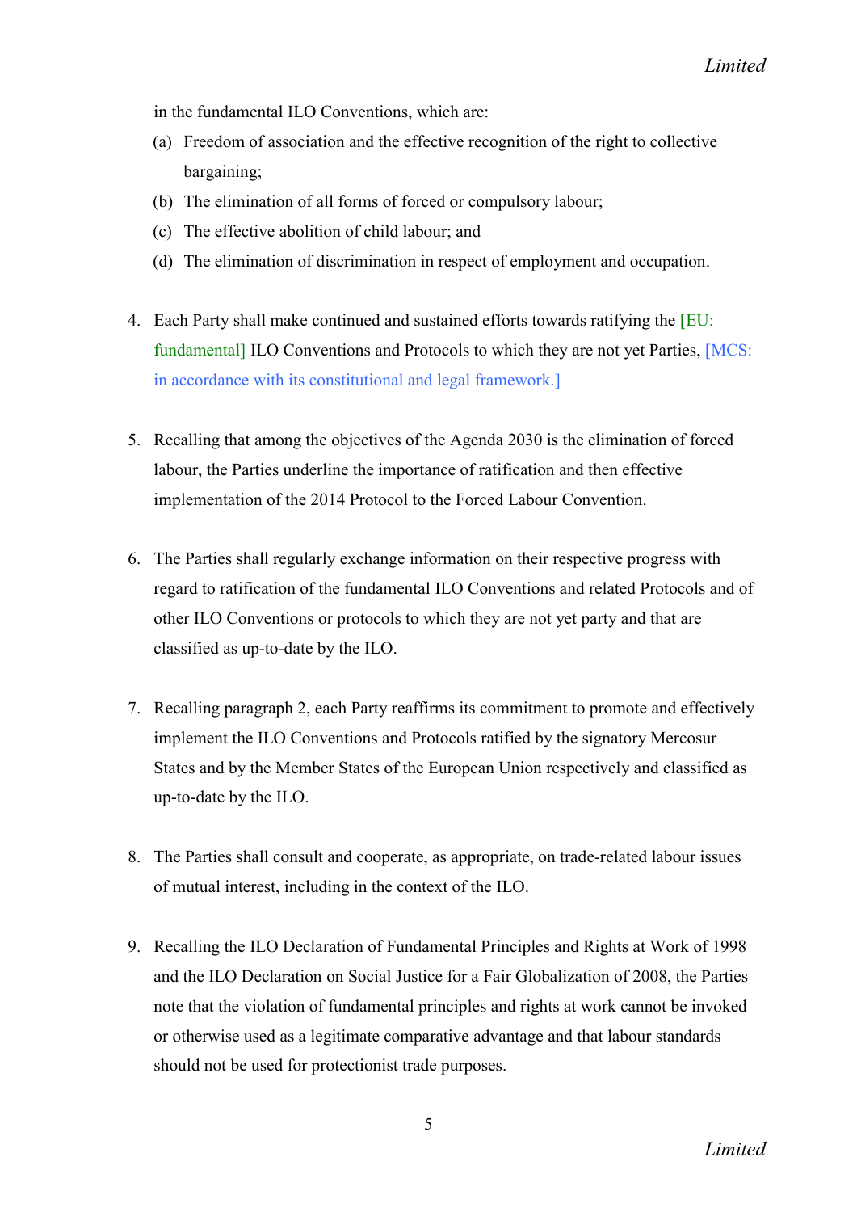in the fundamental ILO Conventions, which are:

(a) Freedom of association and the effective recognition of the right to collective bargaining;

(b) The elimination of all forms of forced or compulsory labour;

(c) The effective abolition of child labour; and

(d) The elimination of discrimination in respect of employment and occupation.

4. Each Party shall make continued and sustained efforts towards ratifying the [EU: fundamental] ILO Conventions and Protocols to which they are not yet Parties, [MCS: in accordance with its constitutional and legal framework.]

5. Recalling that among the objectives of the Agenda 2030 is the elimination of forced labour, the Parties underline the importance of ratification and then effective implementation of the 2014 Protocol to the Forced Labour Convention.

6. The Parties shall regularly exchange information on their respective progress with regard to ratification of the fundamental ILO Conventions and related Protocols and of other ILO Conventions or protocols to which they are not yet party and that are classified as up-to-date by the ILO.

7. Recalling paragraph 2, each Party reaffirms its commitment to promote and effectively implement the ILO Conventions and Protocols ratified by the signatory Mercosur States and by the Member States of the European Union respectively and classified as up-to-date by the ILO.

8. The Parties shall consult and cooperate, as appropriate, on trade-related labour issues of mutual interest, including in the context of the ILO.

9. Recalling the ILO Declaration of Fundamental Principles and Rights at Work of 1998 and the ILO Declaration on Social Justice for a Fair Globalization of 2008, the Parties note that the violation of fundamental principles and rights at work cannot be invoked or otherwise used as a legitimate comparative advantage and that labour standards should not be used for protectionist trade purposes.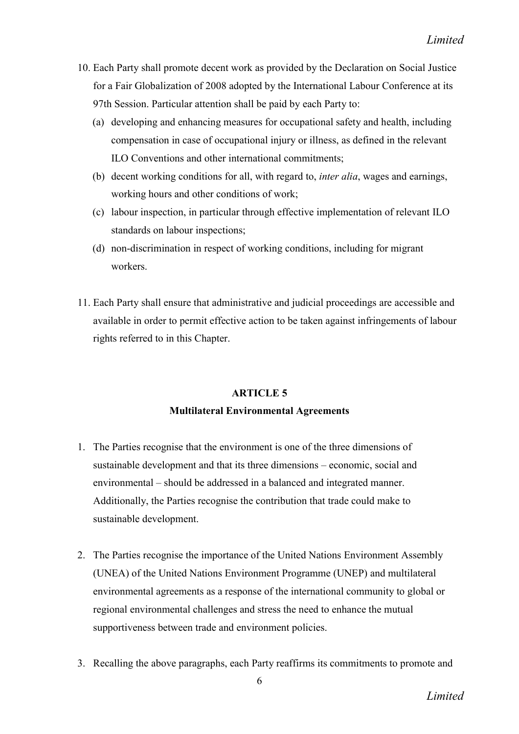10. Each Party shall promote decent work as provided by the Declaration on Social Justice for a Fair Globalization of 2008 adopted by the International Labour Conference at its 97th Session. Particular attention shall be paid by each Party to:
    (a) developing and enhancing measures for occupational safety and health, including compensation in case of occupational injury or illness, as defined in the relevant ILO Conventions and other international commitments;
    (b) decent working conditions for all, with regard to, *inter alia*, wages and earnings, working hours and other conditions of work;
    (c) labour inspection, in particular through effective implementation of relevant ILO standards on labour inspections;
    (d) non-discrimination in respect of working conditions, including for migrant workers.

11. Each Party shall ensure that administrative and judicial proceedings are accessible and available in order to permit effective action to be taken against infringements of labour rights referred to in this Chapter.

## ARTICLE 5
## Multilateral Environmental Agreements

1. The Parties recognise that the environment is one of the three dimensions of sustainable development and that its three dimensions – economic, social and environmental – should be addressed in a balanced and integrated manner. Additionally, the Parties recognise the contribution that trade could make to sustainable development.

2. The Parties recognise the importance of the United Nations Environment Assembly (UNEA) of the United Nations Environment Programme (UNEP) and multilateral environmental agreements as a response of the international community to global or regional environmental challenges and stress the need to enhance the mutual supportiveness between trade and environment policies.

3. Recalling the above paragraphs, each Party reaffirms its commitments to promote and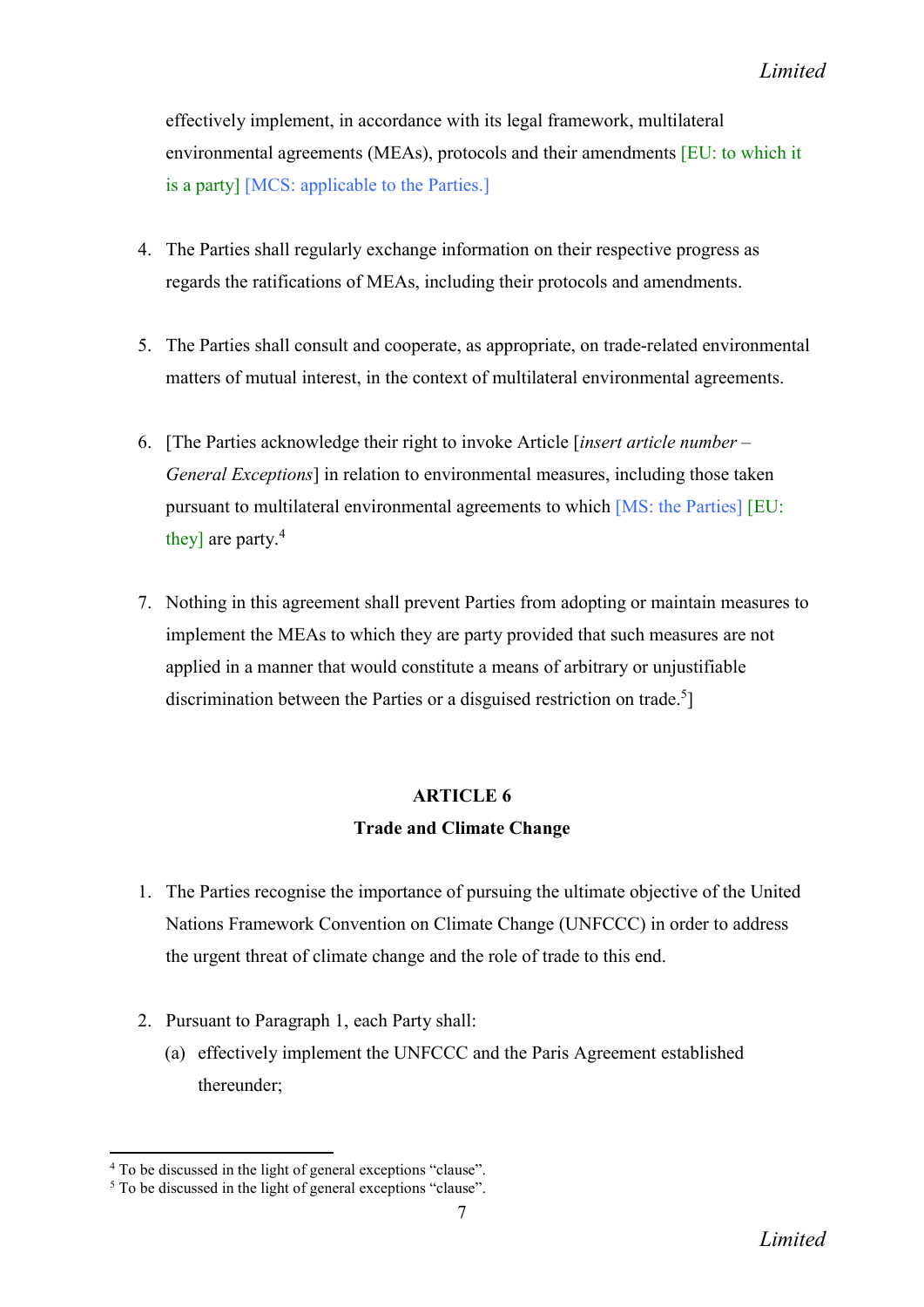effectively implement, in accordance with its legal framework, multilateral environmental agreements (MEAs), protocols and their amendments [EU: to which it is a party] [MCS: applicable to the Parties.]

4. The Parties shall regularly exchange information on their respective progress as regards the ratifications of MEAs, including their protocols and amendments.

5. The Parties shall consult and cooperate, as appropriate, on trade-related environmental matters of mutual interest, in the context of multilateral environmental agreements.

6. [The Parties acknowledge their right to invoke Article [*insert article number – General Exceptions*] in relation to environmental measures, including those taken pursuant to multilateral environmental agreements to which [MS: the Parties] [EU: they] are party.[4]

7. Nothing in this agreement shall prevent Parties from adopting or maintain measures to implement the MEAs to which they are party provided that such measures are not applied in a manner that would constitute a means of arbitrary or unjustifiable discrimination between the Parties or a disguised restriction on trade.[5]]

## ARTICLE 6

## Trade and Climate Change

1. The Parties recognise the importance of pursuing the ultimate objective of the United Nations Framework Convention on Climate Change (UNFCCC) in order to address the urgent threat of climate change and the role of trade to this end.

2. Pursuant to Paragraph 1, each Party shall:
   (a) effectively implement the UNFCCC and the Paris Agreement established thereunder;

[4] To be discussed in the light of general exceptions "clause".

[5] To be discussed in the light of general exceptions "clause".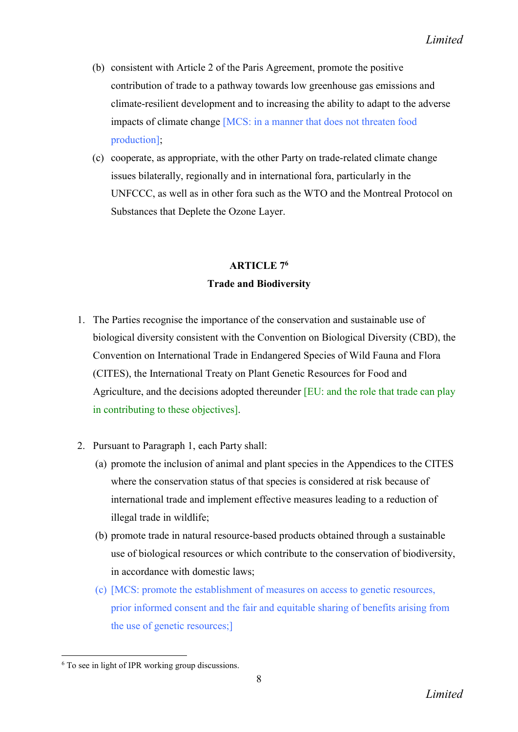(b) consistent with Article 2 of the Paris Agreement, promote the positive contribution of trade to a pathway towards low greenhouse gas emissions and climate-resilient development and to increasing the ability to adapt to the adverse impacts of climate change [MCS: in a manner that does not threaten food production];

(c) cooperate, as appropriate, with the other Party on trade-related climate change issues bilaterally, regionally and in international fora, particularly in the UNFCCC, as well as in other fora such as the WTO and the Montreal Protocol on Substances that Deplete the Ozone Layer.

## ARTICLE 7[6]

## Trade and Biodiversity

1. The Parties recognise the importance of the conservation and sustainable use of biological diversity consistent with the Convention on Biological Diversity (CBD), the Convention on International Trade in Endangered Species of Wild Fauna and Flora (CITES), the International Treaty on Plant Genetic Resources for Food and Agriculture, and the decisions adopted thereunder [EU: and the role that trade can play in contributing to these objectives].

2. Pursuant to Paragraph 1, each Party shall:

   (a) promote the inclusion of animal and plant species in the Appendices to the CITES where the conservation status of that species is considered at risk because of international trade and implement effective measures leading to a reduction of illegal trade in wildlife;

   (b) promote trade in natural resource-based products obtained through a sustainable use of biological resources or which contribute to the conservation of biodiversity, in accordance with domestic laws;

   (c) [MCS: promote the establishment of measures on access to genetic resources, prior informed consent and the fair and equitable sharing of benefits arising from the use of genetic resources;]

---

[6] To see in light of IPR working group discussions.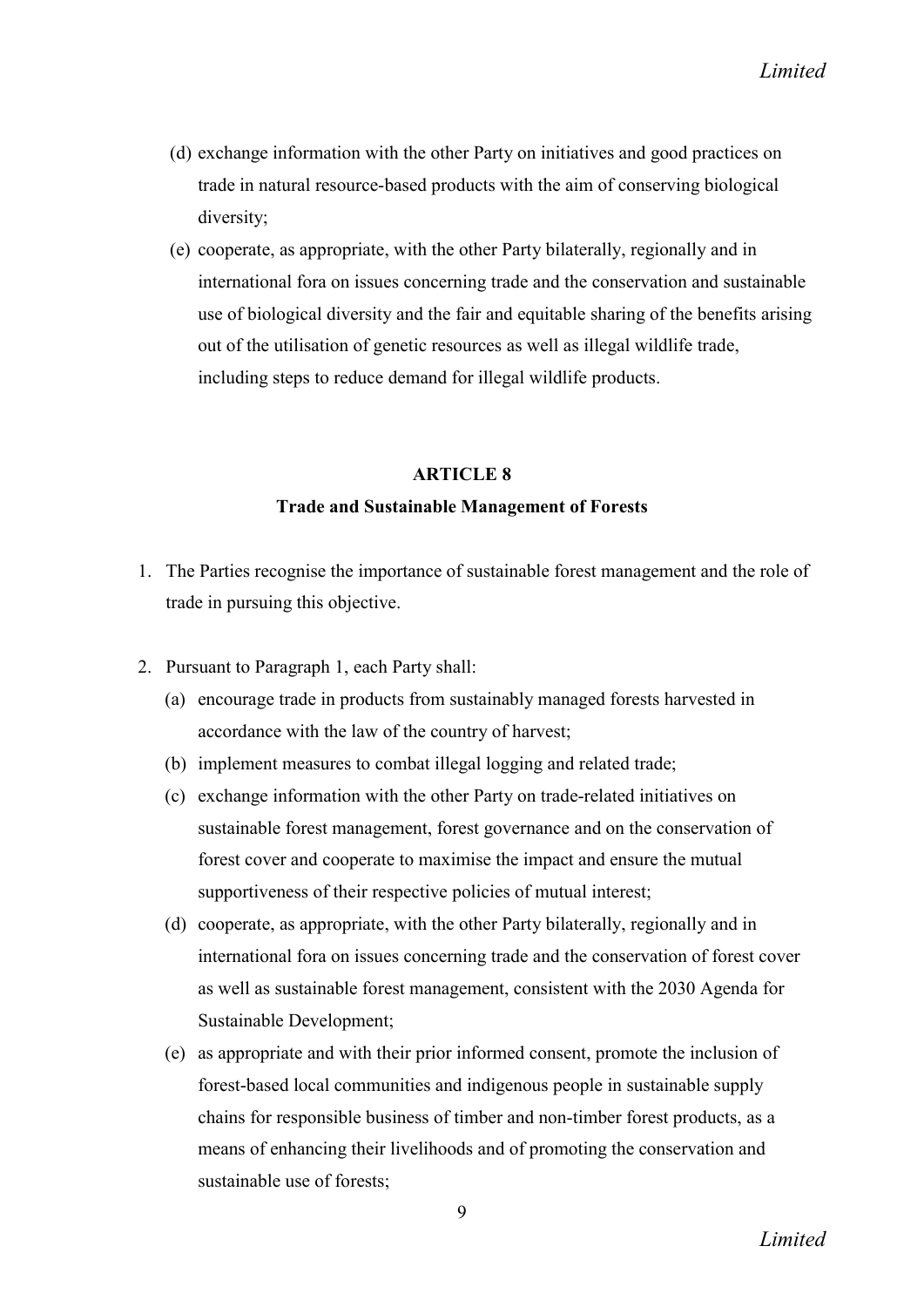(d) exchange information with the other Party on initiatives and good practices on trade in natural resource-based products with the aim of conserving biological diversity;

(e) cooperate, as appropriate, with the other Party bilaterally, regionally and in international fora on issues concerning trade and the conservation and sustainable use of biological diversity and the fair and equitable sharing of the benefits arising out of the utilisation of genetic resources as well as illegal wildlife trade, including steps to reduce demand for illegal wildlife products.

## ARTICLE 8

### Trade and Sustainable Management of Forests

1. The Parties recognise the importance of sustainable forest management and the role of trade in pursuing this objective.

2. Pursuant to Paragraph 1, each Party shall:

   (a) encourage trade in products from sustainably managed forests harvested in accordance with the law of the country of harvest;

   (b) implement measures to combat illegal logging and related trade;

   (c) exchange information with the other Party on trade-related initiatives on sustainable forest management, forest governance and on the conservation of forest cover and cooperate to maximise the impact and ensure the mutual supportiveness of their respective policies of mutual interest;

   (d) cooperate, as appropriate, with the other Party bilaterally, regionally and in international fora on issues concerning trade and the conservation of forest cover as well as sustainable forest management, consistent with the 2030 Agenda for Sustainable Development;

   (e) as appropriate and with their prior informed consent, promote the inclusion of forest-based local communities and indigenous people in sustainable supply chains for responsible business of timber and non-timber forest products, as a means of enhancing their livelihoods and of promoting the conservation and sustainable use of forests;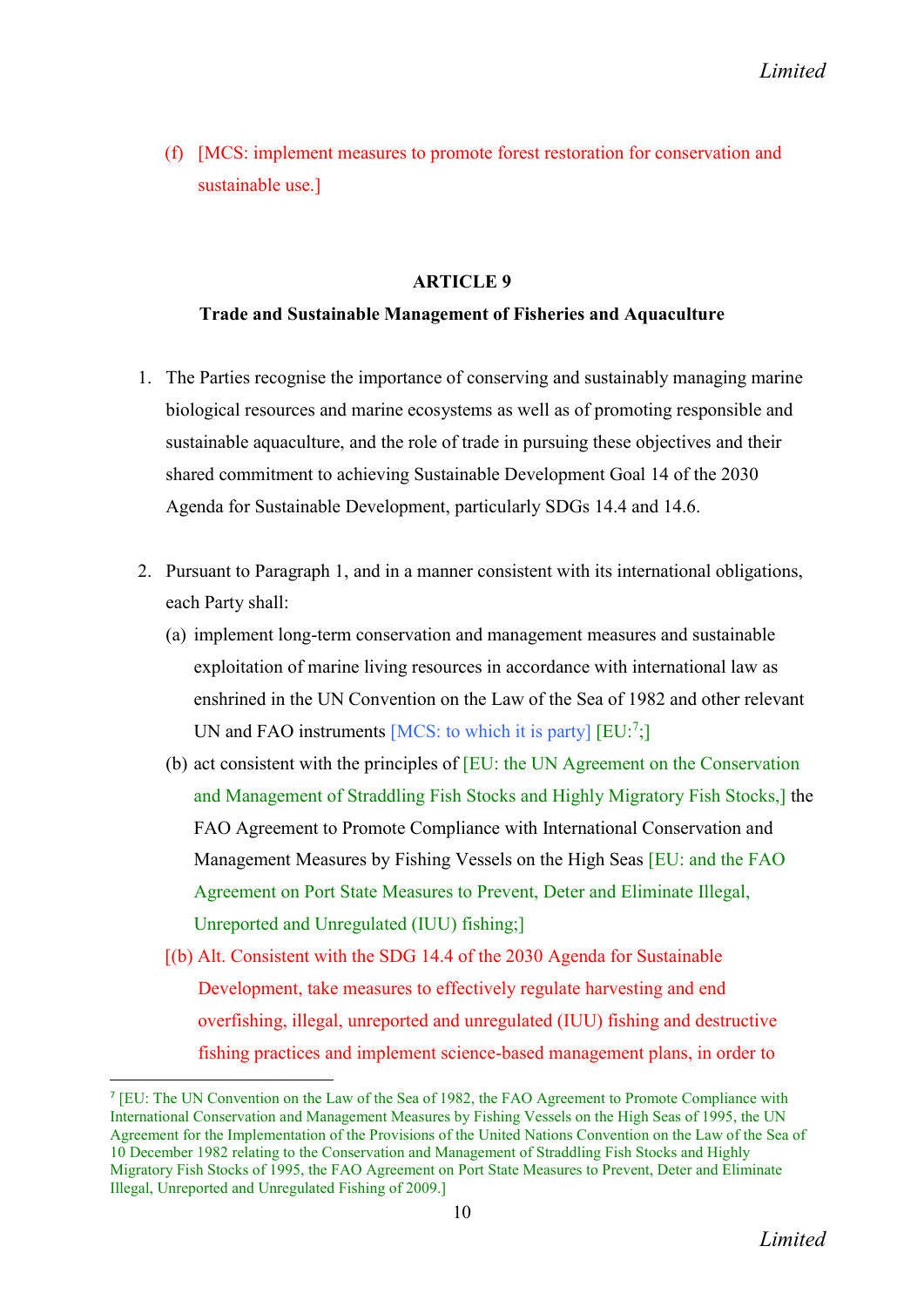(f) [MCS: implement measures to promote forest restoration for conservation and sustainable use.]

### ARTICLE 9

**Trade and Sustainable Management of Fisheries and Aquaculture**

1. The Parties recognise the importance of conserving and sustainably managing marine biological resources and marine ecosystems as well as of promoting responsible and sustainable aquaculture, and the role of trade in pursuing these objectives and their shared commitment to achieving Sustainable Development Goal 14 of the 2030 Agenda for Sustainable Development, particularly SDGs 14.4 and 14.6.

2. Pursuant to Paragraph 1, and in a manner consistent with its international obligations, each Party shall:

   (a) implement long-term conservation and management measures and sustainable exploitation of marine living resources in accordance with international law as enshrined in the UN Convention on the Law of the Sea of 1982 and other relevant UN and FAO instruments [MCS: to which it is party] [EU:[7];]

   (b) act consistent with the principles of [EU: the UN Agreement on the Conservation and Management of Straddling Fish Stocks and Highly Migratory Fish Stocks,] the FAO Agreement to Promote Compliance with International Conservation and Management Measures by Fishing Vessels on the High Seas [EU: and the FAO Agreement on Port State Measures to Prevent, Deter and Eliminate Illegal, Unreported and Unregulated (IUU) fishing;]

   [(b) Alt. Consistent with the SDG 14.4 of the 2030 Agenda for Sustainable Development, take measures to effectively regulate harvesting and end overfishing, illegal, unreported and unregulated (IUU) fishing and destructive fishing practices and implement science-based management plans, in order to

---

[7] [EU: The UN Convention on the Law of the Sea of 1982, the FAO Agreement to Promote Compliance with International Conservation and Management Measures by Fishing Vessels on the High Seas of 1995, the UN Agreement for the Implementation of the Provisions of the United Nations Convention on the Law of the Sea of 10 December 1982 relating to the Conservation and Management of Straddling Fish Stocks and Highly Migratory Fish Stocks of 1995, the FAO Agreement on Port State Measures to Prevent, Deter and Eliminate Illegal, Unreported and Unregulated Fishing of 2009.]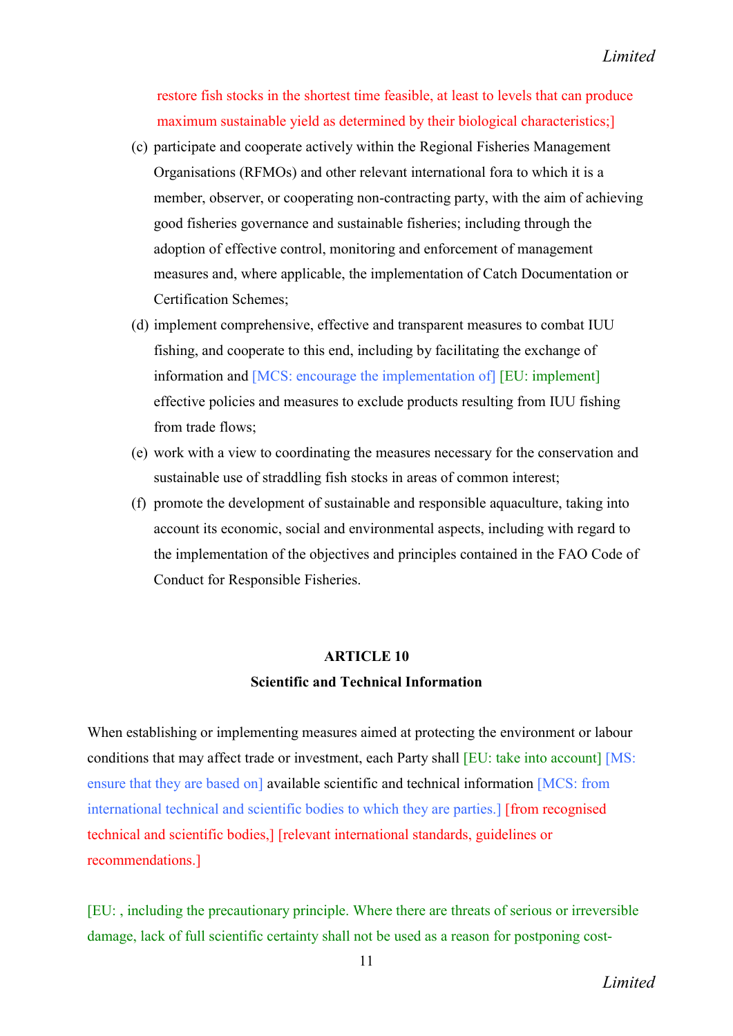restore fish stocks in the shortest time feasible, at least to levels that can produce maximum sustainable yield as determined by their biological characteristics;]

(c) participate and cooperate actively within the Regional Fisheries Management Organisations (RFMOs) and other relevant international fora to which it is a member, observer, or cooperating non-contracting party, with the aim of achieving good fisheries governance and sustainable fisheries; including through the adoption of effective control, monitoring and enforcement of management measures and, where applicable, the implementation of Catch Documentation or Certification Schemes;

(d) implement comprehensive, effective and transparent measures to combat IUU fishing, and cooperate to this end, including by facilitating the exchange of information and [MCS: encourage the implementation of] [EU: implement] effective policies and measures to exclude products resulting from IUU fishing from trade flows;

(e) work with a view to coordinating the measures necessary for the conservation and sustainable use of straddling fish stocks in areas of common interest;

(f) promote the development of sustainable and responsible aquaculture, taking into account its economic, social and environmental aspects, including with regard to the implementation of the objectives and principles contained in the FAO Code of Conduct for Responsible Fisheries.

## ARTICLE 10
### Scientific and Technical Information

When establishing or implementing measures aimed at protecting the environment or labour conditions that may affect trade or investment, each Party shall [EU: take into account] [MS: ensure that they are based on] available scientific and technical information [MCS: from international technical and scientific bodies to which they are parties.] [from recognised technical and scientific bodies,] [relevant international standards, guidelines or recommendations.]

[EU: , including the precautionary principle. Where there are threats of serious or irreversible damage, lack of full scientific certainty shall not be used as a reason for postponing cost-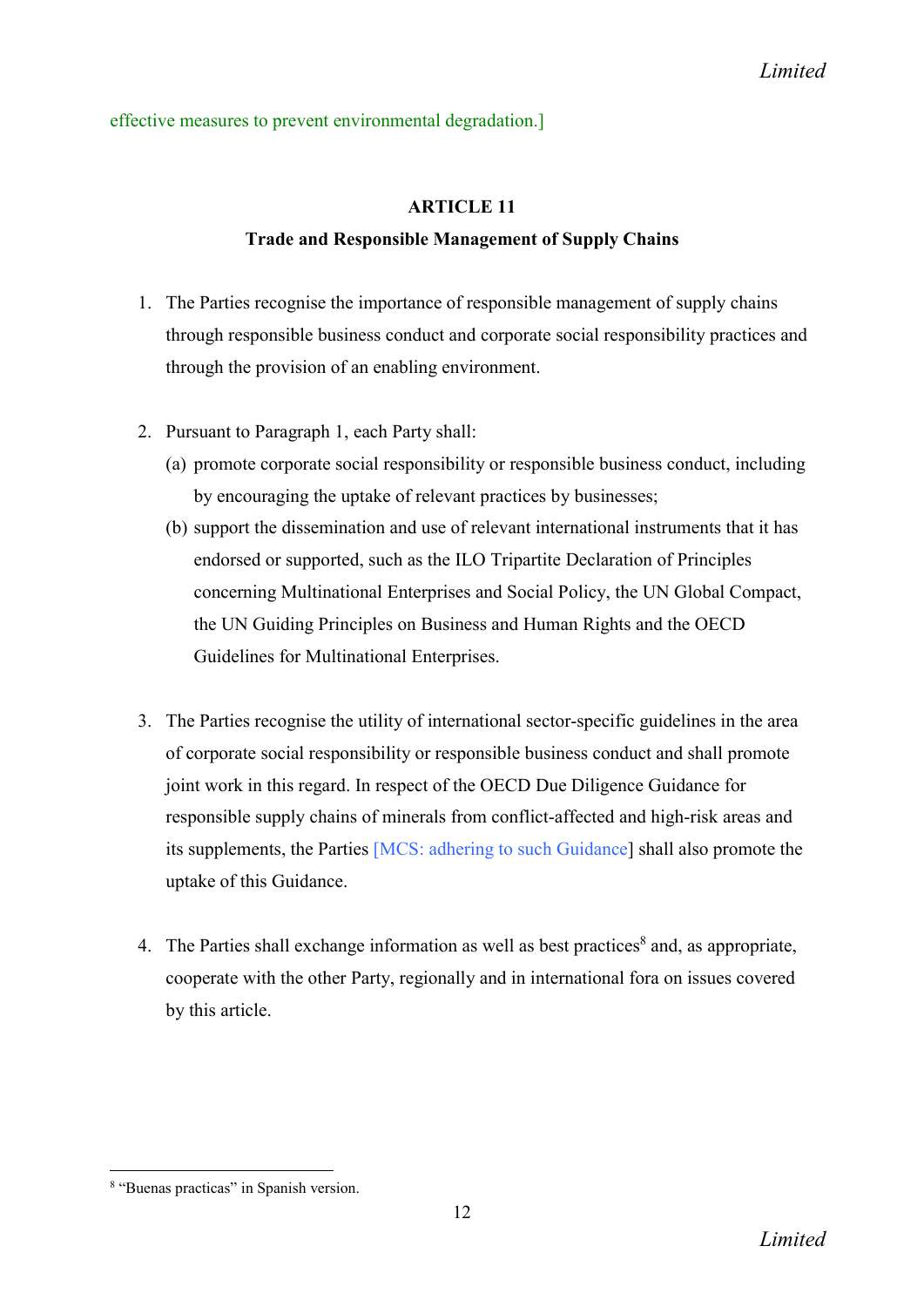effective measures to prevent environmental degradation.]

## ARTICLE 11

### Trade and Responsible Management of Supply Chains

1. The Parties recognise the importance of responsible management of supply chains through responsible business conduct and corporate social responsibility practices and through the provision of an enabling environment.

2. Pursuant to Paragraph 1, each Party shall:
   (a) promote corporate social responsibility or responsible business conduct, including by encouraging the uptake of relevant practices by businesses;
   (b) support the dissemination and use of relevant international instruments that it has endorsed or supported, such as the ILO Tripartite Declaration of Principles concerning Multinational Enterprises and Social Policy, the UN Global Compact, the UN Guiding Principles on Business and Human Rights and the OECD Guidelines for Multinational Enterprises.

3. The Parties recognise the utility of international sector-specific guidelines in the area of corporate social responsibility or responsible business conduct and shall promote joint work in this regard. In respect of the OECD Due Diligence Guidance for responsible supply chains of minerals from conflict-affected and high-risk areas and its supplements, the Parties [MCS: adhering to such Guidance] shall also promote the uptake of this Guidance.

4. The Parties shall exchange information as well as best practices[8] and, as appropriate, cooperate with the other Party, regionally and in international fora on issues covered by this article.

[8] "Buenas practicas" in Spanish version.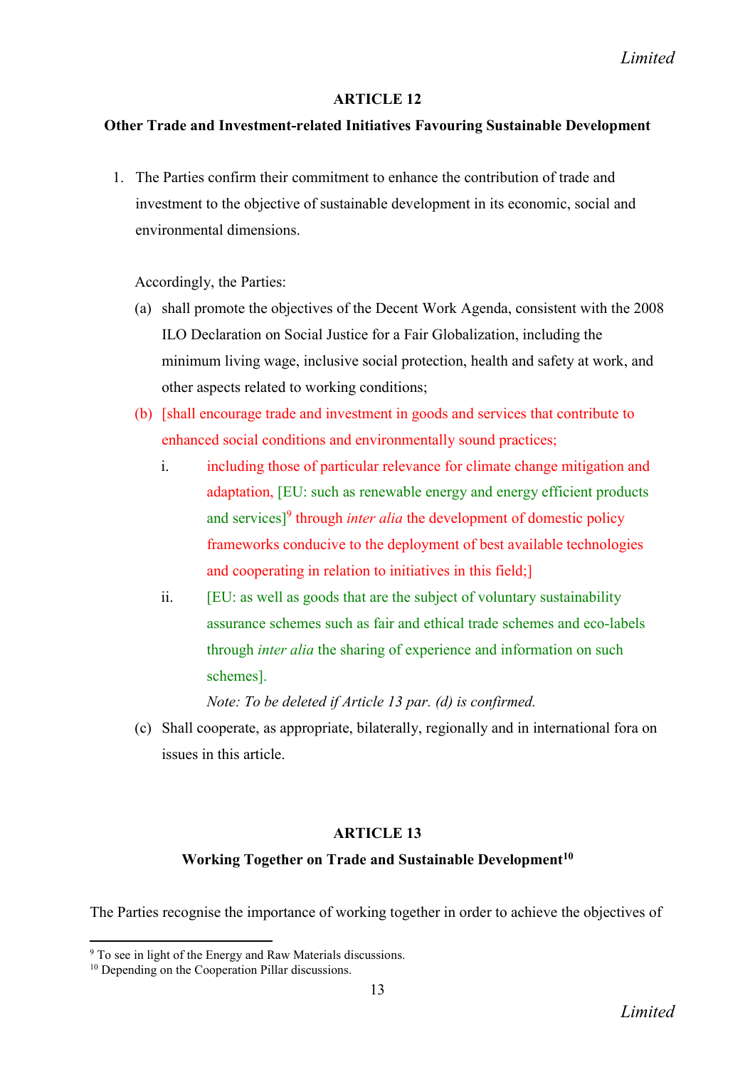### ARTICLE 12

**Other Trade and Investment-related Initiatives Favouring Sustainable Development**

1. The Parties confirm their commitment to enhance the contribution of trade and investment to the objective of sustainable development in its economic, social and environmental dimensions.

   Accordingly, the Parties:

   (a) shall promote the objectives of the Decent Work Agenda, consistent with the 2008 ILO Declaration on Social Justice for a Fair Globalization, including the minimum living wage, inclusive social protection, health and safety at work, and other aspects related to working conditions;

   (b) [shall encourage trade and investment in goods and services that contribute to enhanced social conditions and environmentally sound practices;

      i. including those of particular relevance for climate change mitigation and adaptation, [EU: such as renewable energy and energy efficient products and services][9] through *inter alia* the development of domestic policy frameworks conducive to the deployment of best available technologies and cooperating in relation to initiatives in this field;]

      ii. [EU: as well as goods that are the subject of voluntary sustainability assurance schemes such as fair and ethical trade schemes and eco-labels through *inter alia* the sharing of experience and information on such schemes].

      *Note: To be deleted if Article 13 par. (d) is confirmed.*

   (c) Shall cooperate, as appropriate, bilaterally, regionally and in international fora on issues in this article.

### ARTICLE 13

**Working Together on Trade and Sustainable Development[10]**

The Parties recognise the importance of working together in order to achieve the objectives of

[9] To see in light of the Energy and Raw Materials discussions.

[10] Depending on the Cooperation Pillar discussions.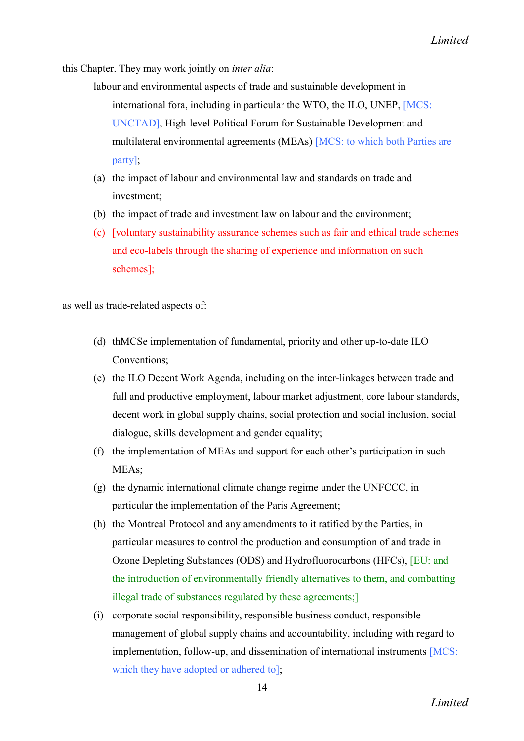this Chapter. They may work jointly on *inter alia*:

labour and environmental aspects of trade and sustainable development in international fora, including in particular the WTO, the ILO, UNEP, [MCS: UNCTAD], High-level Political Forum for Sustainable Development and multilateral environmental agreements (MEAs) [MCS: to which both Parties are party];

(a) the impact of labour and environmental law and standards on trade and investment;

(b) the impact of trade and investment law on labour and the environment;

(c) [voluntary sustainability assurance schemes such as fair and ethical trade schemes and eco-labels through the sharing of experience and information on such schemes];

as well as trade-related aspects of:

(d) thMCSe implementation of fundamental, priority and other up-to-date ILO Conventions;

(e) the ILO Decent Work Agenda, including on the inter-linkages between trade and full and productive employment, labour market adjustment, core labour standards, decent work in global supply chains, social protection and social inclusion, social dialogue, skills development and gender equality;

(f) the implementation of MEAs and support for each other's participation in such MEAs;

(g) the dynamic international climate change regime under the UNFCCC, in particular the implementation of the Paris Agreement;

(h) the Montreal Protocol and any amendments to it ratified by the Parties, in particular measures to control the production and consumption of and trade in Ozone Depleting Substances (ODS) and Hydrofluorocarbons (HFCs), [EU: and the introduction of environmentally friendly alternatives to them, and combatting illegal trade of substances regulated by these agreements;]

(i) corporate social responsibility, responsible business conduct, responsible management of global supply chains and accountability, including with regard to implementation, follow-up, and dissemination of international instruments [MCS: which they have adopted or adhered to];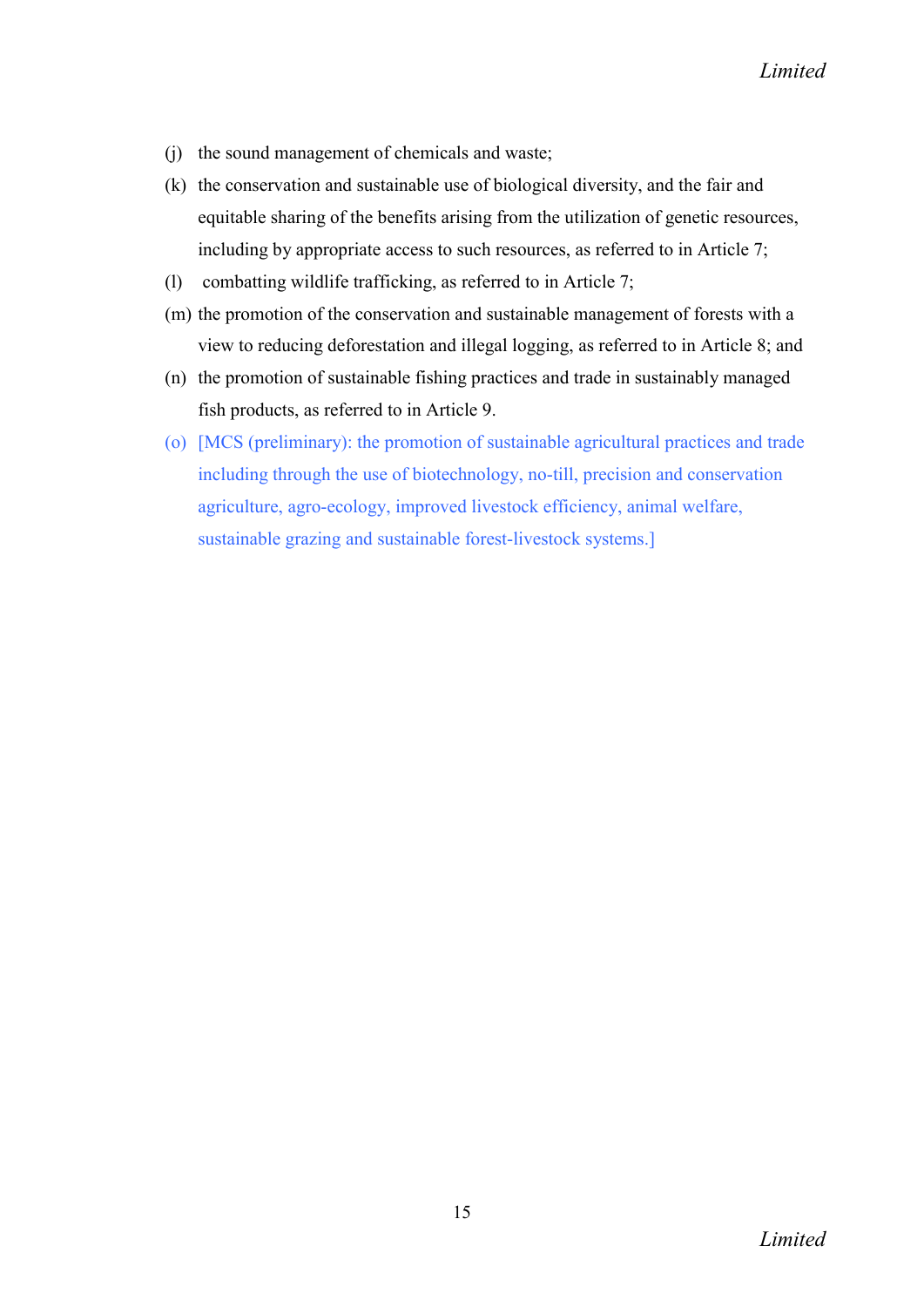(j) the sound management of chemicals and waste;

(k) the conservation and sustainable use of biological diversity, and the fair and equitable sharing of the benefits arising from the utilization of genetic resources, including by appropriate access to such resources, as referred to in Article 7;

(l) combatting wildlife trafficking, as referred to in Article 7;

(m) the promotion of the conservation and sustainable management of forests with a view to reducing deforestation and illegal logging, as referred to in Article 8; and

(n) the promotion of sustainable fishing practices and trade in sustainably managed fish products, as referred to in Article 9.

(o) [MCS (preliminary): the promotion of sustainable agricultural practices and trade including through the use of biotechnology, no-till, precision and conservation agriculture, agro-ecology, improved livestock efficiency, animal welfare, sustainable grazing and sustainable forest-livestock systems.]